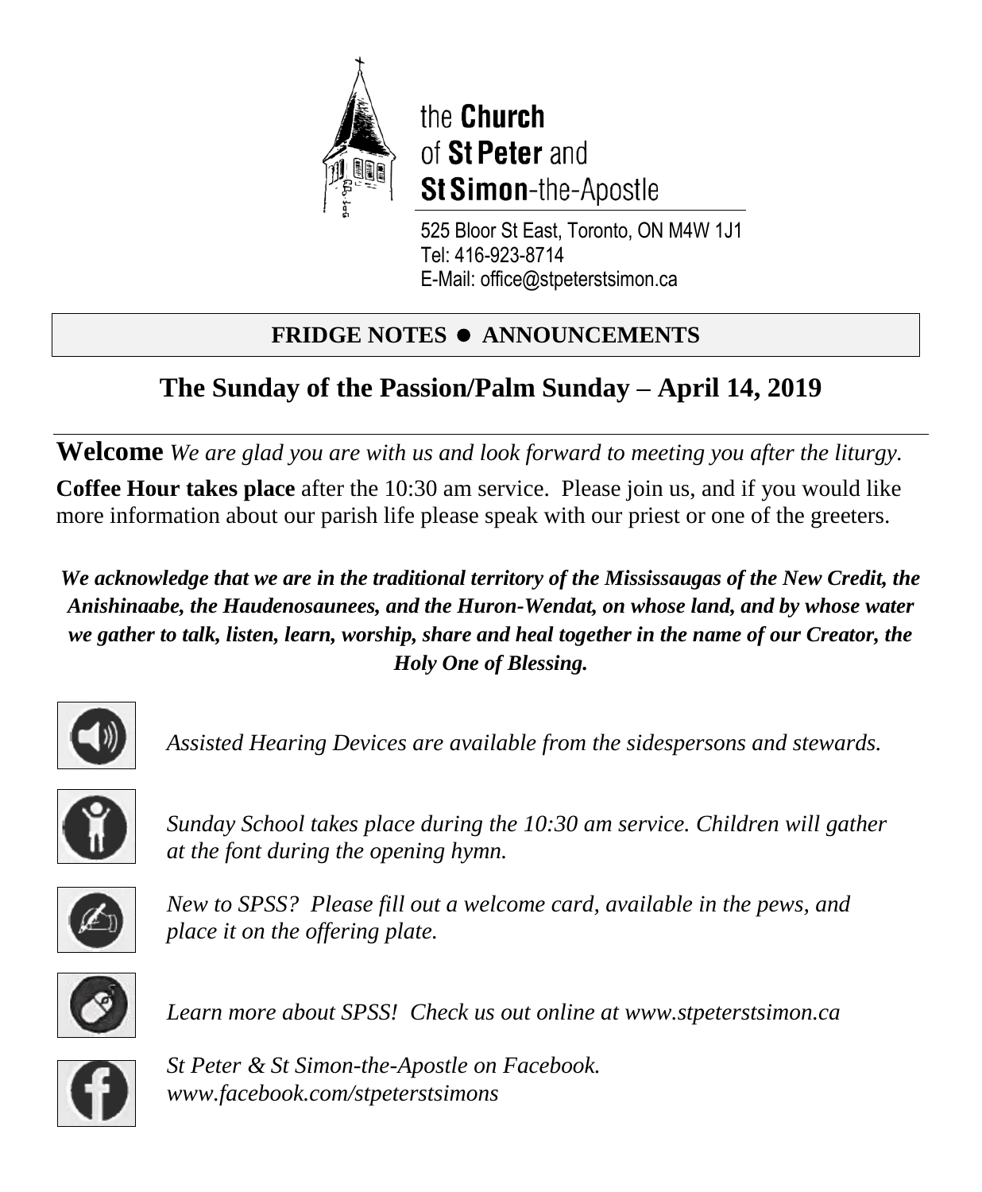the **Church** of **St Peter** and **St Simon**-the-Apostle

525 Bloor St East, Toronto, ON M4W 1J1
Tel: 416-923-8714
E-Mail: office@stpeterstsimon.ca

**FRIDGE NOTES ● ANNOUNCEMENTS**

# The Sunday of the Passion/Palm Sunday – April 14, 2019

**Welcome** *We are glad you are with us and look forward to meeting you after the liturgy.*

**Coffee Hour takes place** after the 10:30 am service. Please join us, and if you would like more information about our parish life please speak with our priest or one of the greeters.

***We acknowledge that we are in the traditional territory of the Mississaugas of the New Credit, the Anishinaabe, the Haudenosaunees, and the Huron-Wendat, on whose land, and by whose water we gather to talk, listen, learn, worship, share and heal together in the name of our Creator, the Holy One of Blessing.***

*Assisted Hearing Devices are available from the sidespersons and stewards.*

*Sunday School takes place during the 10:30 am service. Children will gather at the font during the opening hymn.*

*New to SPSS? Please fill out a welcome card, available in the pews, and place it on the offering plate.*

*Learn more about SPSS! Check us out online at www.stpeterstsimon.ca*

*St Peter & St Simon-the-Apostle on Facebook.*
*www.facebook.com/stpeterstsimons*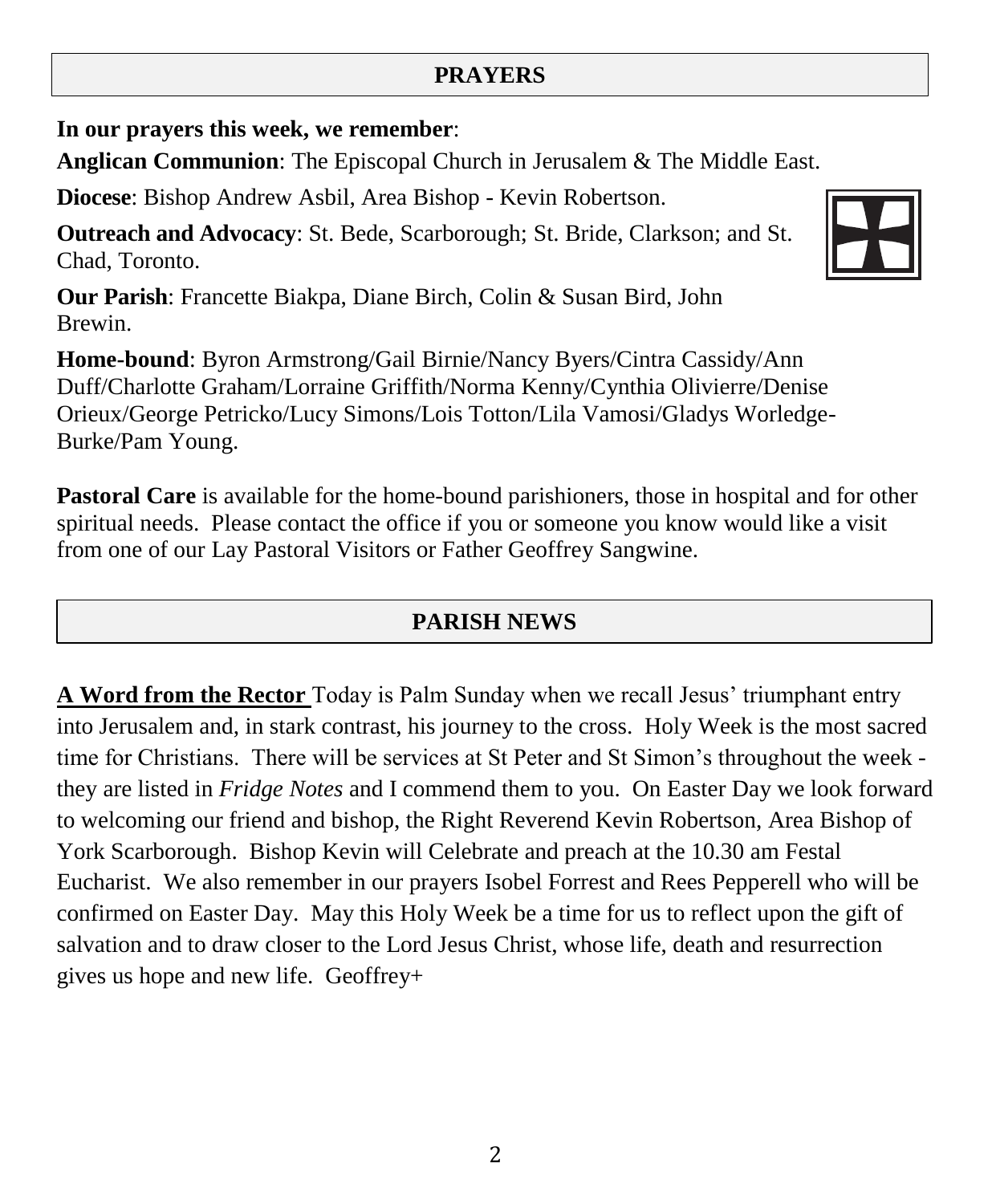## PRAYERS

**In our prayers this week, we remember**:

**Anglican Communion**: The Episcopal Church in Jerusalem & The Middle East.

**Diocese**: Bishop Andrew Asbil, Area Bishop - Kevin Robertson.

**Outreach and Advocacy**: St. Bede, Scarborough; St. Bride, Clarkson; and St. Chad, Toronto.

**Our Parish**: Francette Biakpa, Diane Birch, Colin & Susan Bird, John Brewin.

**Home-bound**: Byron Armstrong/Gail Birnie/Nancy Byers/Cintra Cassidy/Ann Duff/Charlotte Graham/Lorraine Griffith/Norma Kenny/Cynthia Olivierre/Denise Orieux/George Petricko/Lucy Simons/Lois Totton/Lila Vamosi/Gladys Worledge-Burke/Pam Young.

**Pastoral Care** is available for the home-bound parishioners, those in hospital and for other spiritual needs. Please contact the office if you or someone you know would like a visit from one of our Lay Pastoral Visitors or Father Geoffrey Sangwine.

## PARISH NEWS

**A Word from the Rector** Today is Palm Sunday when we recall Jesus' triumphant entry into Jerusalem and, in stark contrast, his journey to the cross. Holy Week is the most sacred time for Christians. There will be services at St Peter and St Simon's throughout the week - they are listed in *Fridge Notes* and I commend them to you. On Easter Day we look forward to welcoming our friend and bishop, the Right Reverend Kevin Robertson, Area Bishop of York Scarborough. Bishop Kevin will Celebrate and preach at the 10.30 am Festal Eucharist. We also remember in our prayers Isobel Forrest and Rees Pepperell who will be confirmed on Easter Day. May this Holy Week be a time for us to reflect upon the gift of salvation and to draw closer to the Lord Jesus Christ, whose life, death and resurrection gives us hope and new life. Geoffrey+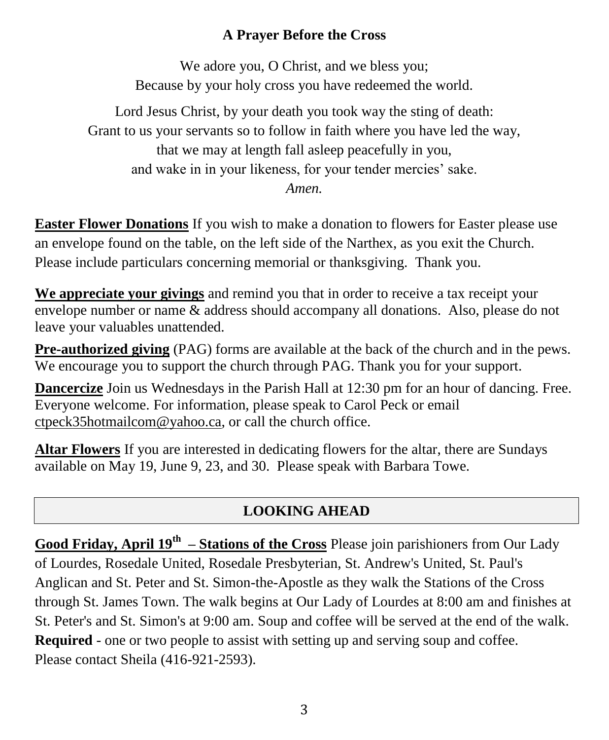**A Prayer Before the Cross**

We adore you, O Christ, and we bless you;
Because by your holy cross you have redeemed the world.

Lord Jesus Christ, by your death you took way the sting of death:
Grant to us your servants so to follow in faith where you have led the way,
that we may at length fall asleep peacefully in you,
and wake in in your likeness, for your tender mercies' sake.
*Amen.*

**Easter Flower Donations** If you wish to make a donation to flowers for Easter please use an envelope found on the table, on the left side of the Narthex, as you exit the Church. Please include particulars concerning memorial or thanksgiving. Thank you.

**We appreciate your givings** and remind you that in order to receive a tax receipt your envelope number or name & address should accompany all donations. Also, please do not leave your valuables unattended.

**Pre-authorized giving** (PAG) forms are available at the back of the church and in the pews. We encourage you to support the church through PAG. Thank you for your support.

**Dancercize** Join us Wednesdays in the Parish Hall at 12:30 pm for an hour of dancing. Free. Everyone welcome. For information, please speak to Carol Peck or email ctpeck35hotmailcom@yahoo.ca, or call the church office.

**Altar Flowers** If you are interested in dedicating flowers for the altar, there are Sundays available on May 19, June 9, 23, and 30. Please speak with Barbara Towe.

## LOOKING AHEAD

**Good Friday, April 19th – Stations of the Cross** Please join parishioners from Our Lady of Lourdes, Rosedale United, Rosedale Presbyterian, St. Andrew's United, St. Paul's Anglican and St. Peter and St. Simon-the-Apostle as they walk the Stations of the Cross through St. James Town. The walk begins at Our Lady of Lourdes at 8:00 am and finishes at St. Peter's and St. Simon's at 9:00 am. Soup and coffee will be served at the end of the walk. **Required** - one or two people to assist with setting up and serving soup and coffee. Please contact Sheila (416-921-2593).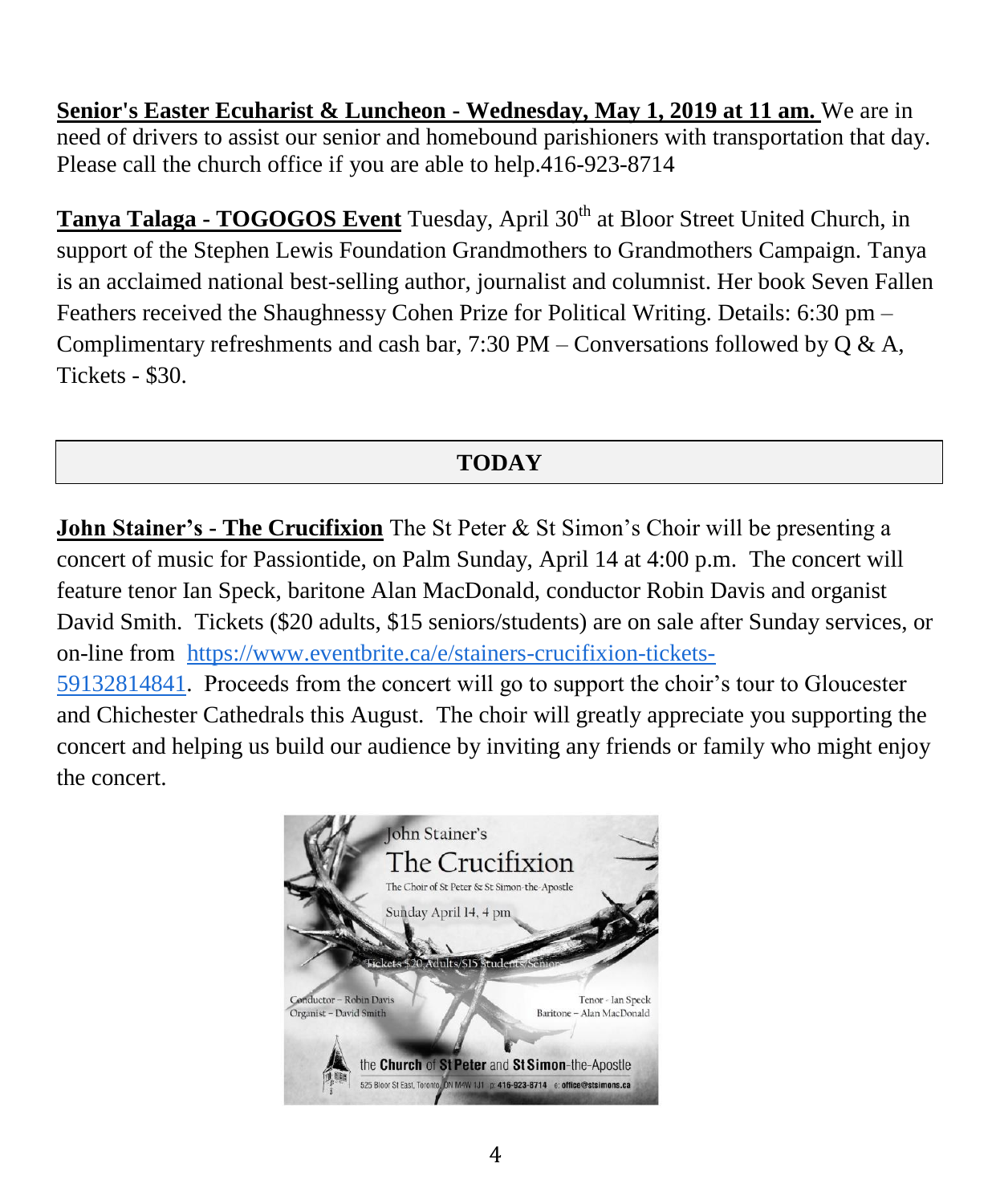**Senior's Easter Ecuharist & Luncheon - Wednesday, May 1, 2019 at 11 am.** We are in need of drivers to assist our senior and homebound parishioners with transportation that day. Please call the church office if you are able to help.416-923-8714

**Tanya Talaga - TOGOGOS Event** Tuesday, April 30th at Bloor Street United Church, in support of the Stephen Lewis Foundation Grandmothers to Grandmothers Campaign. Tanya is an acclaimed national best-selling author, journalist and columnist. Her book Seven Fallen Feathers received the Shaughnessy Cohen Prize for Political Writing. Details: 6:30 pm – Complimentary refreshments and cash bar, 7:30 PM – Conversations followed by Q & A, Tickets - $30.

## TODAY

**John Stainer's - The Crucifixion** The St Peter & St Simon's Choir will be presenting a concert of music for Passiontide, on Palm Sunday, April 14 at 4:00 p.m. The concert will feature tenor Ian Speck, baritone Alan MacDonald, conductor Robin Davis and organist David Smith. Tickets ($20 adults, $15 seniors/students) are on sale after Sunday services, or on-line from https://www.eventbrite.ca/e/stainers-crucifixion-tickets-59132814841. Proceeds from the concert will go to support the choir's tour to Gloucester and Chichester Cathedrals this August. The choir will greatly appreciate you supporting the concert and helping us build our audience by inviting any friends or family who might enjoy the concert.

John Stainer's
The Crucifixion
The Choir of St Peter & St Simon-the-Apostle
Sunday April 14, 4 pm
Tickets $20 Adults/$15 Students/Seniors
Conductor – Robin Davis
Organist – David Smith
Tenor – Ian Speck
Baritone – Alan MacDonald
the Church of St Peter and St Simon-the-Apostle
525 Bloor St East, Toronto, ON M4W 1J1 p: 416-923-8714 e: office@stsimons.ca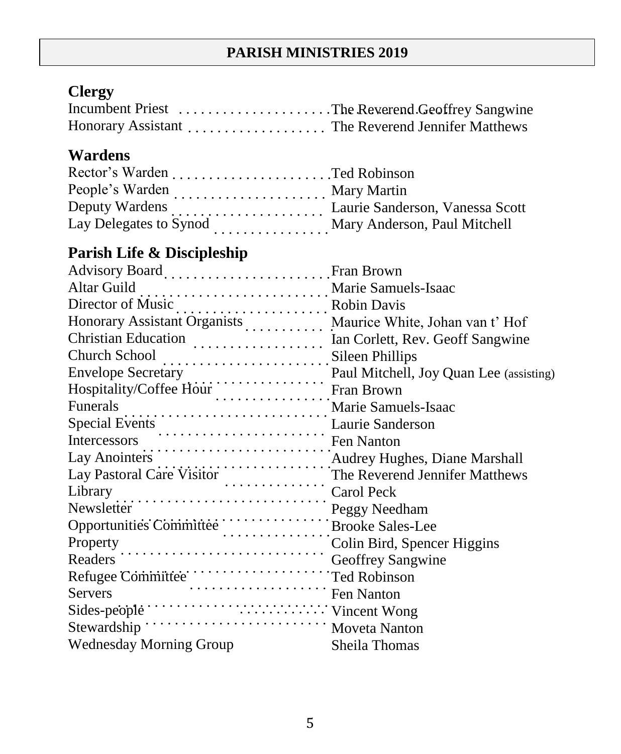# PARISH MINISTRIES 2019

## Clergy

| | |
|---|---|
| Incumbent Priest | The Reverend Geoffrey Sangwine |
| Honorary Assistant | The Reverend Jennifer Matthews |

## Wardens

| | |
|---|---|
| Rector's Warden | Ted Robinson |
| People's Warden | Mary Martin |
| Deputy Wardens | Laurie Sanderson, Vanessa Scott |
| Lay Delegates to Synod | Mary Anderson, Paul Mitchell |

## Parish Life & Discipleship

| | |
|---|---|
| Advisory Board | Fran Brown |
| Altar Guild | Marie Samuels-Isaac |
| Director of Music | Robin Davis |
| Honorary Assistant Organists | Maurice White, Johan van t' Hof |
| Christian Education | Ian Corlett, Rev. Geoff Sangwine |
| Church School | Sileen Phillips |
| Envelope Secretary | Paul Mitchell, Joy Quan Lee (assisting) |
| Hospitality/Coffee Hour | Fran Brown |
| Funerals | Marie Samuels-Isaac |
| Special Events | Laurie Sanderson |
| Intercessors | Fen Nanton |
| Lay Anointers | Audrey Hughes, Diane Marshall |
| Lay Pastoral Care Visitor | The Reverend Jennifer Matthews |
| Library | Carol Peck |
| Newsletter | Peggy Needham |
| Opportunities Committee | Brooke Sales-Lee |
| Property | Colin Bird, Spencer Higgins |
| Readers | Geoffrey Sangwine |
| Refugee Committee | Ted Robinson |
| Servers | Fen Nanton |
| Sides-people | Vincent Wong |
| Stewardship | Moveta Nanton |
| Wednesday Morning Group | Sheila Thomas |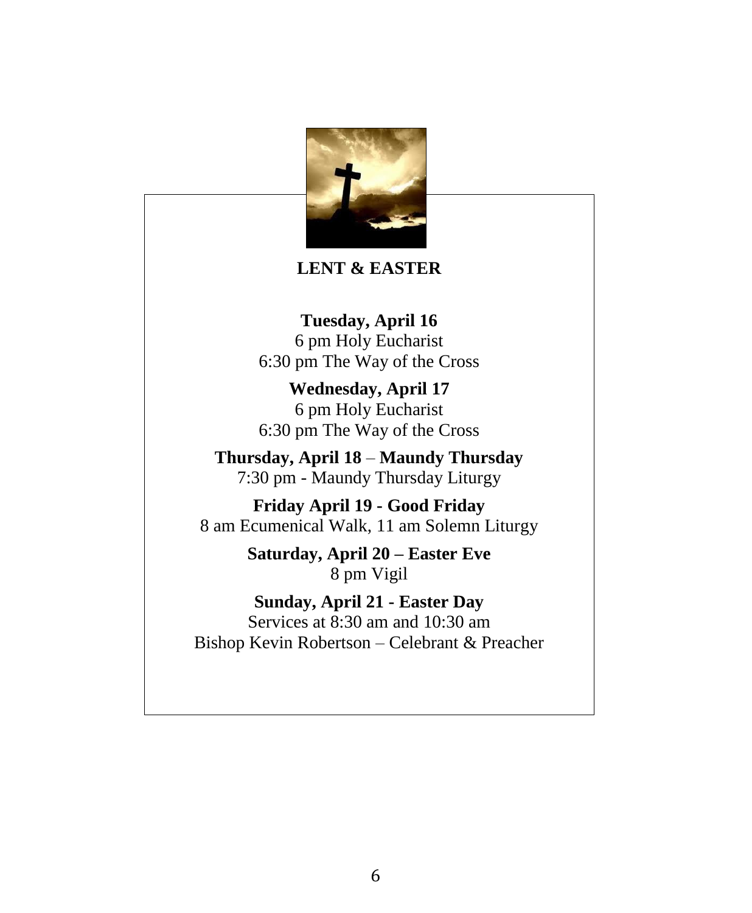## LENT & EASTER

**Tuesday, April 16**
6 pm Holy Eucharist
6:30 pm The Way of the Cross

**Wednesday, April 17**
6 pm Holy Eucharist
6:30 pm The Way of the Cross

**Thursday, April 18** – **Maundy Thursday**
7:30 pm - Maundy Thursday Liturgy

**Friday April 19 - Good Friday**
8 am Ecumenical Walk, 11 am Solemn Liturgy

**Saturday, April 20 – Easter Eve**
8 pm Vigil

**Sunday, April 21 - Easter Day**
Services at 8:30 am and 10:30 am
Bishop Kevin Robertson – Celebrant & Preacher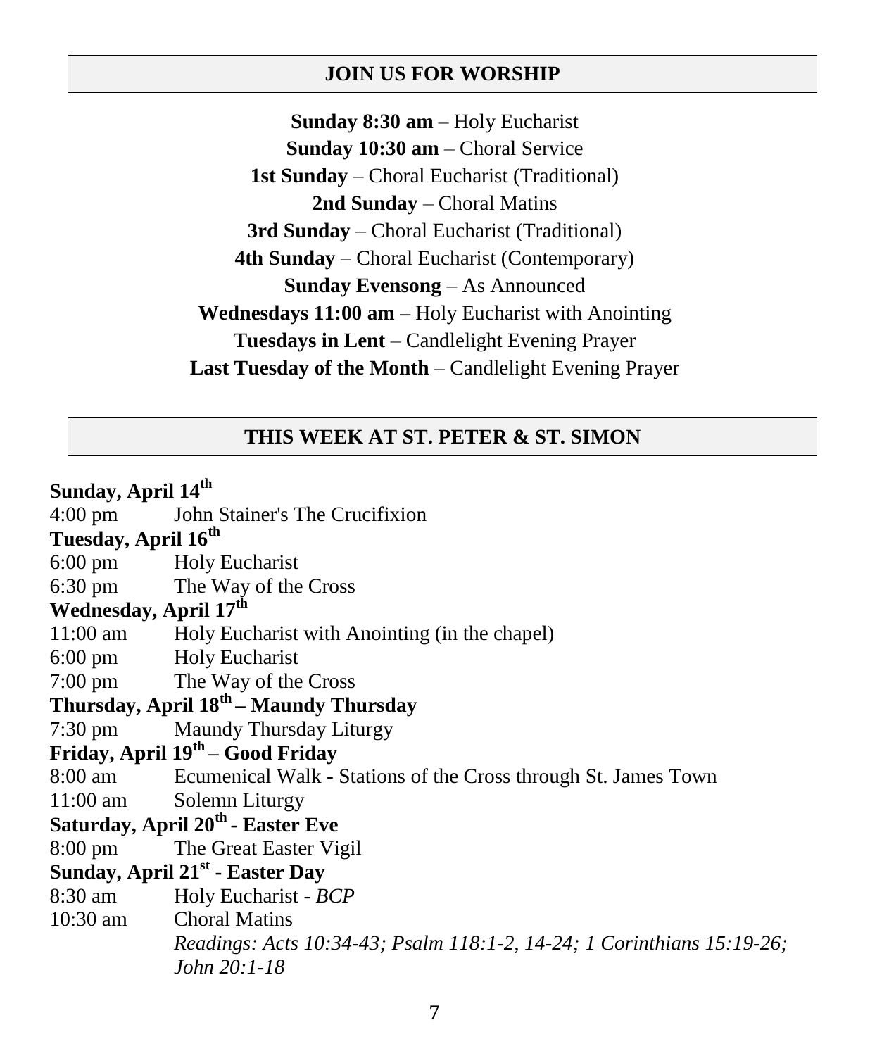## JOIN US FOR WORSHIP

**Sunday 8:30 am** – Holy Eucharist
**Sunday 10:30 am** – Choral Service
**1st Sunday** – Choral Eucharist (Traditional)
**2nd Sunday** – Choral Matins
**3rd Sunday** – Choral Eucharist (Traditional)
**4th Sunday** – Choral Eucharist (Contemporary)
**Sunday Evensong** – As Announced
**Wednesdays 11:00 am –** Holy Eucharist with Anointing
**Tuesdays in Lent** – Candlelight Evening Prayer
**Last Tuesday of the Month** – Candlelight Evening Prayer

## THIS WEEK AT ST. PETER & ST. SIMON

**Sunday, April 14th**
4:00 pm John Stainer's The Crucifixion

**Tuesday, April 16th**
6:00 pm Holy Eucharist
6:30 pm The Way of the Cross

**Wednesday, April 17th**
11:00 am Holy Eucharist with Anointing (in the chapel)
6:00 pm Holy Eucharist
7:00 pm The Way of the Cross

**Thursday, April 18th – Maundy Thursday**
7:30 pm Maundy Thursday Liturgy

**Friday, April 19th – Good Friday**
8:00 am Ecumenical Walk - Stations of the Cross through St. James Town
11:00 am Solemn Liturgy

**Saturday, April 20th - Easter Eve**
8:00 pm The Great Easter Vigil

**Sunday, April 21st - Easter Day**
8:30 am Holy Eucharist - *BCP*
10:30 am Choral Matins
*Readings: Acts 10:34-43; Psalm 118:1-2, 14-24; 1 Corinthians 15:19-26; John 20:1-18*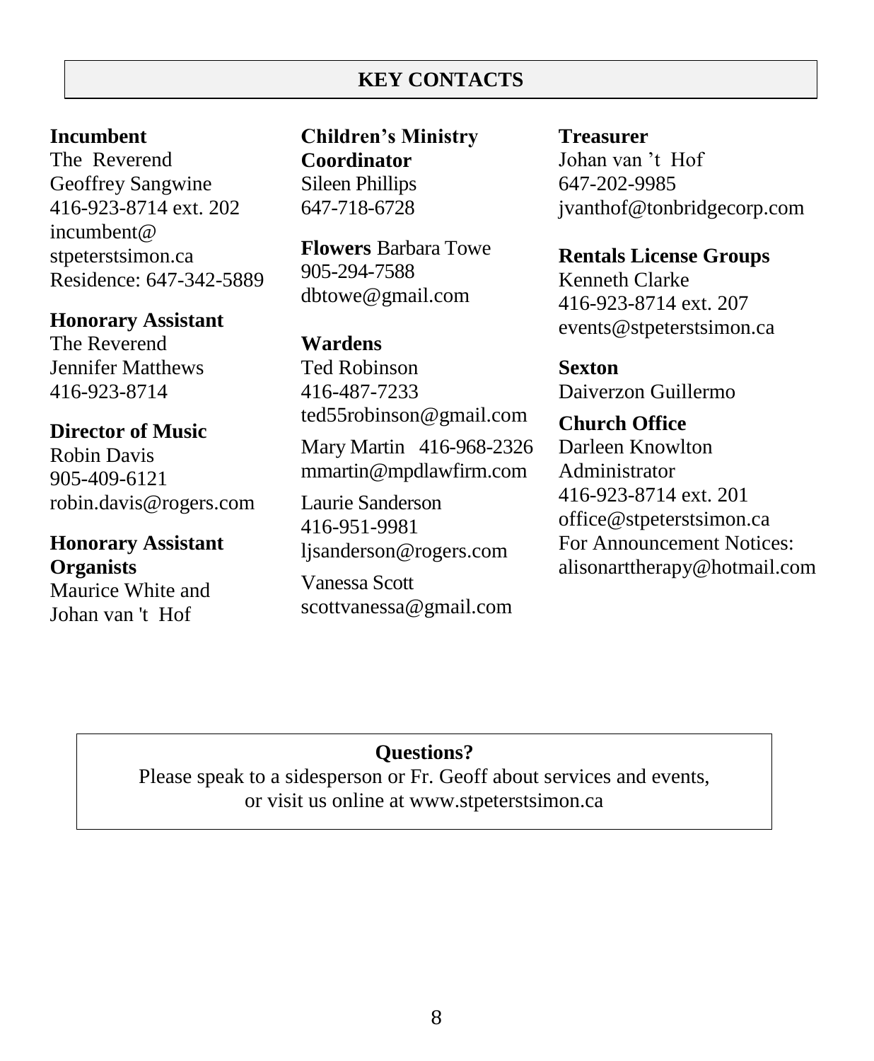## KEY CONTACTS

**Incumbent**
The Reverend
Geoffrey Sangwine
416-923-8714 ext. 202
incumbent@
stpeterstsimon.ca
Residence: 647-342-5889

**Honorary Assistant**
The Reverend
Jennifer Matthews
416-923-8714

**Director of Music**
Robin Davis
905-409-6121
robin.davis@rogers.com

**Honorary Assistant Organists**
Maurice White and
Johan van 't Hof

**Children's Ministry Coordinator**
Sileen Phillips
647-718-6728

**Flowers** Barbara Towe
905-294-7588
dbtowe@gmail.com

**Wardens**
Ted Robinson
416-487-7233
ted55robinson@gmail.com

Mary Martin 416-968-2326
mmartin@mpdlawfirm.com

Laurie Sanderson
416-951-9981
ljsanderson@rogers.com

Vanessa Scott
scottvanessa@gmail.com

**Treasurer**
Johan van 't Hof
647-202-9985
jvanthof@tonbridgecorp.com

**Rentals License Groups**
Kenneth Clarke
416-923-8714 ext. 207
events@stpeterstsimon.ca

**Sexton**
Daiverzon Guillermo

**Church Office**
Darleen Knowlton
Administrator
416-923-8714 ext. 201
office@stpeterstsimon.ca
For Announcement Notices:
alisonarttherapy@hotmail.com

**Questions?**
Please speak to a sidesperson or Fr. Geoff about services and events,
or visit us online at www.stpeterstsimon.ca